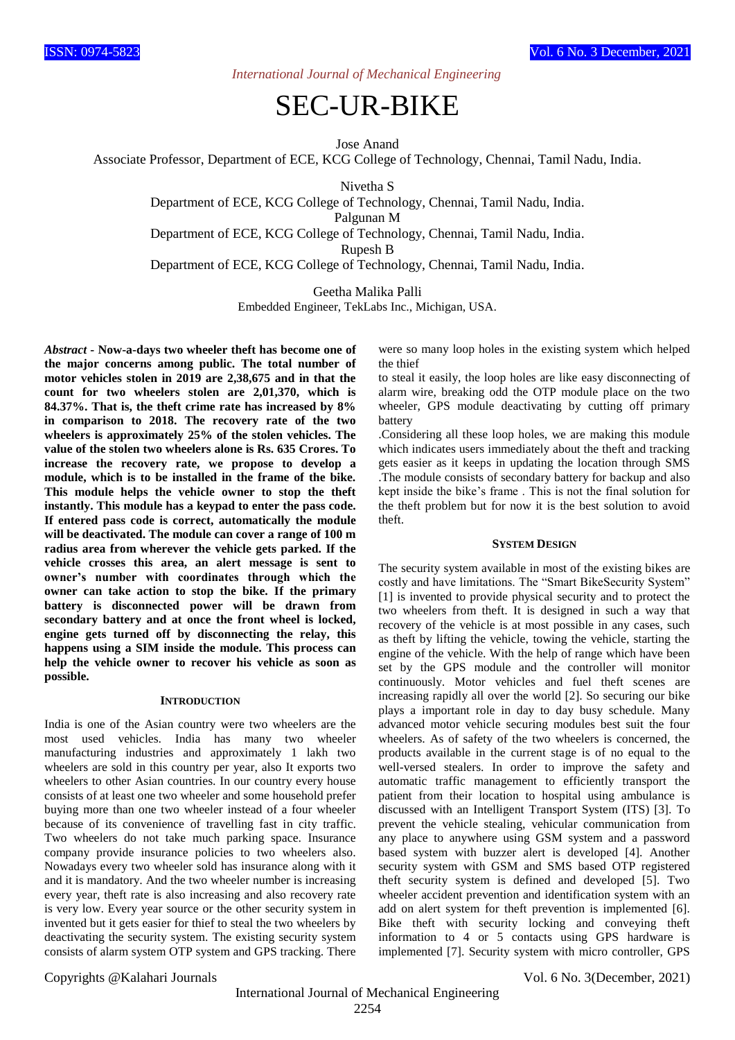# SEC-UR-BIKE

Jose Anand

Associate Professor, Department of ECE, KCG College of Technology, Chennai, Tamil Nadu, India.

Nivetha S

Department of ECE, KCG College of Technology, Chennai, Tamil Nadu, India.

Palgunan M

Department of ECE, KCG College of Technology, Chennai, Tamil Nadu, India.

Rupesh B

Department of ECE, KCG College of Technology, Chennai, Tamil Nadu, India.

Geetha Malika Palli

Embedded Engineer, TekLabs Inc., Michigan, USA.

***Abstract* - Now-a-days two wheeler theft has become one of the major concerns among public. The total number of motor vehicles stolen in 2019 are 2,38,675 and in that the count for two wheelers stolen are 2,01,370, which is 84.37%. That is, the theft crime rate has increased by 8% in comparison to 2018. The recovery rate of the two wheelers is approximately 25% of the stolen vehicles. The value of the stolen two wheelers alone is Rs. 635 Crores. To increase the recovery rate, we propose to develop a module, which is to be installed in the frame of the bike. This module helps the vehicle owner to stop the theft instantly. This module has a keypad to enter the pass code. If entered pass code is correct, automatically the module will be deactivated. The module can cover a range of 100 m radius area from wherever the vehicle gets parked. If the vehicle crosses this area, an alert message is sent to owner's number with coordinates through which the owner can take action to stop the bike. If the primary battery is disconnected power will be drawn from secondary battery and at once the front wheel is locked, engine gets turned off by disconnecting the relay, this happens using a SIM inside the module. This process can help the vehicle owner to recover his vehicle as soon as possible.**

## INTRODUCTION

India is one of the Asian country were two wheelers are the most used vehicles. India has many two wheeler manufacturing industries and approximately 1 lakh two wheelers are sold in this country per year, also It exports two wheelers to other Asian countries. In our country every house consists of at least one two wheeler and some household prefer buying more than one two wheeler instead of a four wheeler because of its convenience of travelling fast in city traffic. Two wheelers do not take much parking space. Insurance company provide insurance policies to two wheelers also. Nowadays every two wheeler sold has insurance along with it and it is mandatory. And the two wheeler number is increasing every year, theft rate is also increasing and also recovery rate is very low. Every year source or the other security system in invented but it gets easier for thief to steal the two wheelers by deactivating the security system. The existing security system consists of alarm system OTP system and GPS tracking. There were so many loop holes in the existing system which helped the thief

to steal it easily, the loop holes are like easy disconnecting of alarm wire, breaking odd the OTP module place on the two wheeler, GPS module deactivating by cutting off primary battery

.Considering all these loop holes, we are making this module which indicates users immediately about the theft and tracking gets easier as it keeps in updating the location through SMS .The module consists of secondary battery for backup and also kept inside the bike's frame . This is not the final solution for the theft problem but for now it is the best solution to avoid theft.

## SYSTEM DESIGN

The security system available in most of the existing bikes are costly and have limitations. The "Smart BikeSecurity System" [1] is invented to provide physical security and to protect the two wheelers from theft. It is designed in such a way that recovery of the vehicle is at most possible in any cases, such as theft by lifting the vehicle, towing the vehicle, starting the engine of the vehicle. With the help of range which have been set by the GPS module and the controller will monitor continuously. Motor vehicles and fuel theft scenes are increasing rapidly all over the world [2]. So securing our bike plays a important role in day to day busy schedule. Many advanced motor vehicle securing modules best suit the four wheelers. As of safety of the two wheelers is concerned, the products available in the current stage is of no equal to the well-versed stealers. In order to improve the safety and automatic traffic management to efficiently transport the patient from their location to hospital using ambulance is discussed with an Intelligent Transport System (ITS) [3]. To prevent the vehicle stealing, vehicular communication from any place to anywhere using GSM system and a password based system with buzzer alert is developed [4]. Another security system with GSM and SMS based OTP registered theft security system is defined and developed [5]. Two wheeler accident prevention and identification system with an add on alert system for theft prevention is implemented [6]. Bike theft with security locking and conveying theft information to 4 or 5 contacts using GPS hardware is implemented [7]. Security system with micro controller, GPS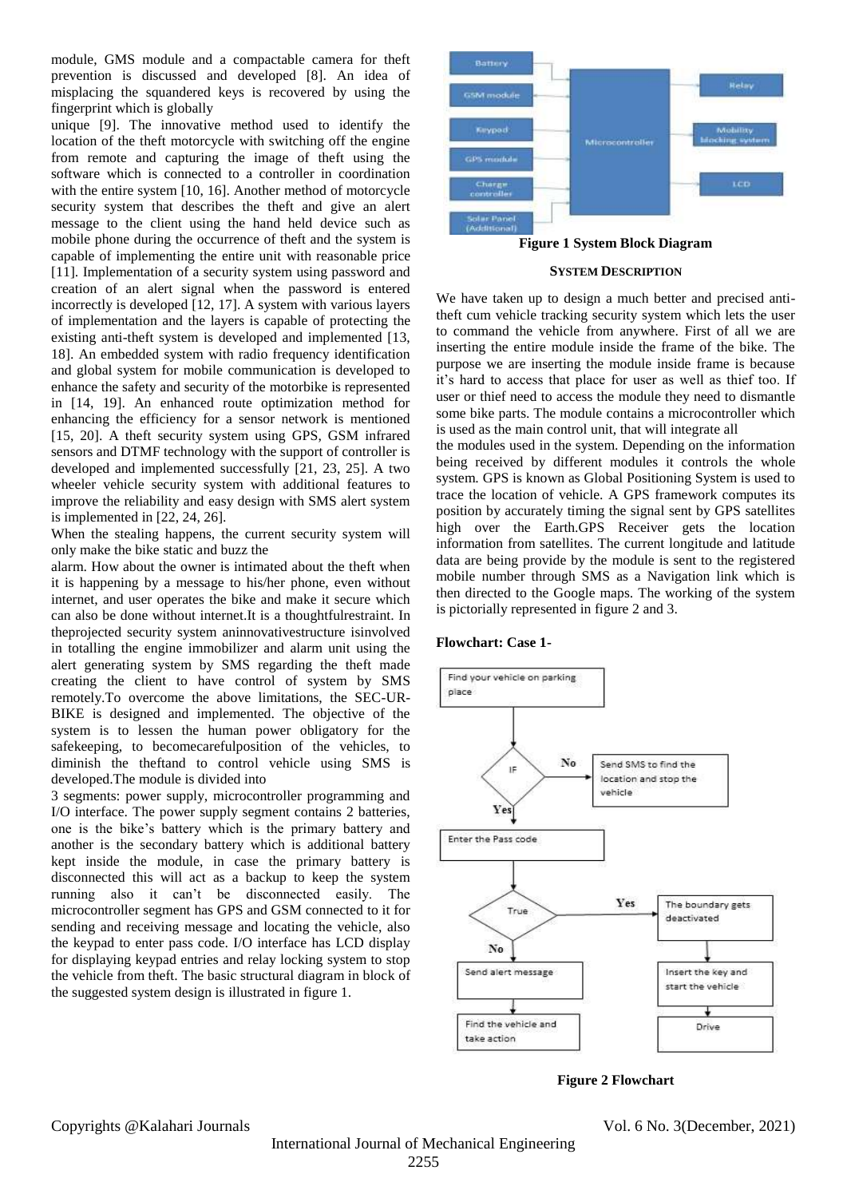module, GMS module and a compactable camera for theft prevention is discussed and developed [8]. An idea of misplacing the squandered keys is recovered by using the fingerprint which is globally

unique [9]. The innovative method used to identify the location of the theft motorcycle with switching off the engine from remote and capturing the image of theft using the software which is connected to a controller in coordination with the entire system [10, 16]. Another method of motorcycle security system that describes the theft and give an alert message to the client using the hand held device such as mobile phone during the occurrence of theft and the system is capable of implementing the entire unit with reasonable price [11]. Implementation of a security system using password and creation of an alert signal when the password is entered incorrectly is developed [12, 17]. A system with various layers of implementation and the layers is capable of protecting the existing anti-theft system is developed and implemented [13, 18]. An embedded system with radio frequency identification and global system for mobile communication is developed to enhance the safety and security of the motorbike is represented in [14, 19]. An enhanced route optimization method for enhancing the efficiency for a sensor network is mentioned [15, 20]. A theft security system using GPS, GSM infrared sensors and DTMF technology with the support of controller is developed and implemented successfully [21, 23, 25]. A two wheeler vehicle security system with additional features to improve the reliability and easy design with SMS alert system is implemented in [22, 24, 26].

When the stealing happens, the current security system will only make the bike static and buzz the

alarm. How about the owner is intimated about the theft when it is happening by a message to his/her phone, even without internet, and user operates the bike and make it secure which can also be done without internet.It is a thoughtfulrestraint. In theproposed security system aninnovativestructure isinvolved in totalling the engine immobilizer and alarm unit using the alert generating system by SMS regarding the theft made creating the client to have control of system by SMS remotely.To overcome the above limitations, the SEC-UR-BIKE is designed and implemented. The objective of the system is to lessen the human power obligatory for the safekeeping, to becomecarefulposition of the vehicles, to diminish the theftand to control vehicle using SMS is developed.The module is divided into

3 segments: power supply, microcontroller programming and I/O interface. The power supply segment contains 2 batteries, one is the bike's battery which is the primary battery and another is the secondary battery which is additional battery kept inside the module, in case the primary battery is disconnected this will act as a backup to keep the system running also it can't be disconnected easily. The microcontroller segment has GPS and GSM connected to it for sending and receiving message and locating the vehicle, also the keypad to enter pass code. I/O interface has LCD display for displaying keypad entries and relay locking system to stop the vehicle from theft. The basic structural diagram in block of the suggested system design is illustrated in figure 1.

Battery, GSM module, Keypad, GPS module, Charge controller, Solar Panel (Additional) → Microcontroller → Relay, Mobility blocking system, LCD

**Figure 1 System Block Diagram**

## SYSTEM DESCRIPTION

We have taken up to design a much better and precised anti-theft cum vehicle tracking security system which lets the user to command the vehicle from anywhere. First of all we are inserting the entire module inside the frame of the bike. The purpose we are inserting the module inside frame is because it's hard to access that place for user as well as thief too. If user or thief need to access the module they need to dismantle some bike parts. The module contains a microcontroller which is used as the main control unit, that will integrate all

the modules used in the system. Depending on the information being received by different modules it controls the whole system. GPS is known as Global Positioning System is used to trace the location of vehicle. A GPS framework computes its position by accurately timing the signal sent by GPS satellites high over the Earth.GPS Receiver gets the location information from satellites. The current longitude and latitude data are being provide by the module is sent to the registered mobile number through SMS as a Navigation link which is then directed to the Google maps. The working of the system is pictorially represented in figure 2 and 3.

**Flowchart: Case 1-**

Find your vehicle on parking place → IF → No: Send SMS to find the location and stop the vehicle; Yes: Enter the Pass code → True → Yes: The boundary gets deactivated → Insert the key and start the vehicle → Drive; No: Send alert message → Find the vehicle and take action

**Figure 2 Flowchart**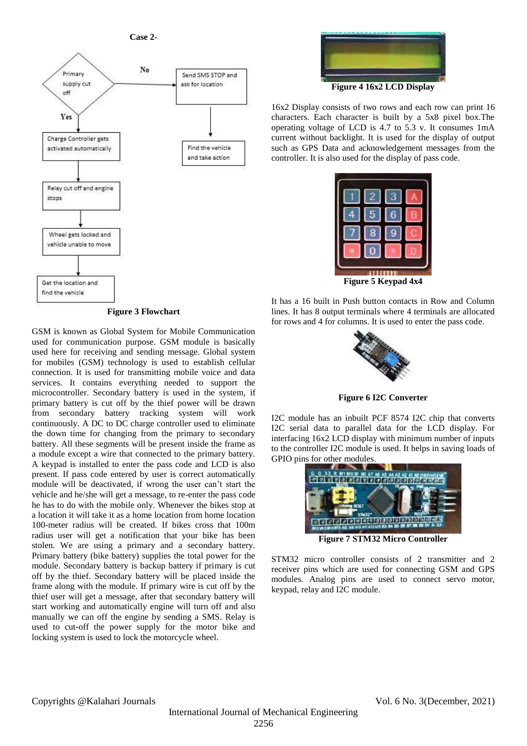**Case 2-**

Primary supply cut off → Yes → Charge Controller gets activated automatically → Relay cut off and engine stops → Wheel gets locked and vehicle unable to move → Get the location and find the vehicle

Primary supply cut off → No → Send SMS STOP and ask for location → Find the vehicle and take action

**Figure 3 Flowchart**

GSM is known as Global System for Mobile Communication used for communication purpose. GSM module is basically used here for receiving and sending message. Global system for mobiles (GSM) technology is used to establish cellular connection. It is used for transmitting mobile voice and data services. It contains everything needed to support the microcontroller. Secondary battery is used in the system, if primary battery is cut off by the thief power will be drawn from secondary battery tracking system will work continuously. A DC to DC charge controller used to eliminate the down time for changing from the primary to secondary battery. All these segments will be present inside the frame as a module except a wire that connected to the primary battery. A keypad is installed to enter the pass code and LCD is also present. If pass code entered by user is correct automatically module will be deactivated, if wrong the user can't start the vehicle and he/she will get a message, to re-enter the pass code he has to do with the mobile only. Whenever the bikes stop at a location it will take it as a home location from home location 100-meter radius will be created. If bikes cross that 100m radius user will get a notification that your bike has been stolen. We are using a primary and a secondary battery. Primary battery (bike battery) supplies the total power for the module. Secondary battery is backup battery if primary is cut off by the thief. Secondary battery will be placed inside the frame along with the module. If primary wire is cut off by the thief user will get a message, after that secondary battery will start working and automatically engine will turn off and also manually we can off the engine by sending a SMS. Relay is used to cut-off the power supply for the motor bike and locking system is used to lock the motorcycle wheel.

**Figure 4 16x2 LCD Display**

16x2 Display consists of two rows and each row can print 16 characters. Each character is built by a 5x8 pixel box.The operating voltage of LCD is 4.7 to 5.3 v. It consumes 1mA current without backlight. It is used for the display of output such as GPS Data and acknowledgement messages from the controller. It is also used for the display of pass code.

**Figure 5 Keypad 4x4**

It has a 16 built in Push button contacts in Row and Column lines. It has 8 output terminals where 4 terminals are allocated for rows and 4 for columns. It is used to enter the pass code.

**Figure 6 I2C Converter**

I2C module has an inbuilt PCF 8574 I2C chip that converts I2C serial data to parallel data for the LCD display. For interfacing 16x2 LCD display with minimum number of inputs to the controller I2C module is used. It helps in saving loads of GPIO pins for other modules.

**Figure 7 STM32 Micro Controller**

STM32 micro controller consists of 2 transmitter and 2 receiver pins which are used for connecting GSM and GPS modules. Analog pins are used to connect servo motor, keypad, relay and I2C module.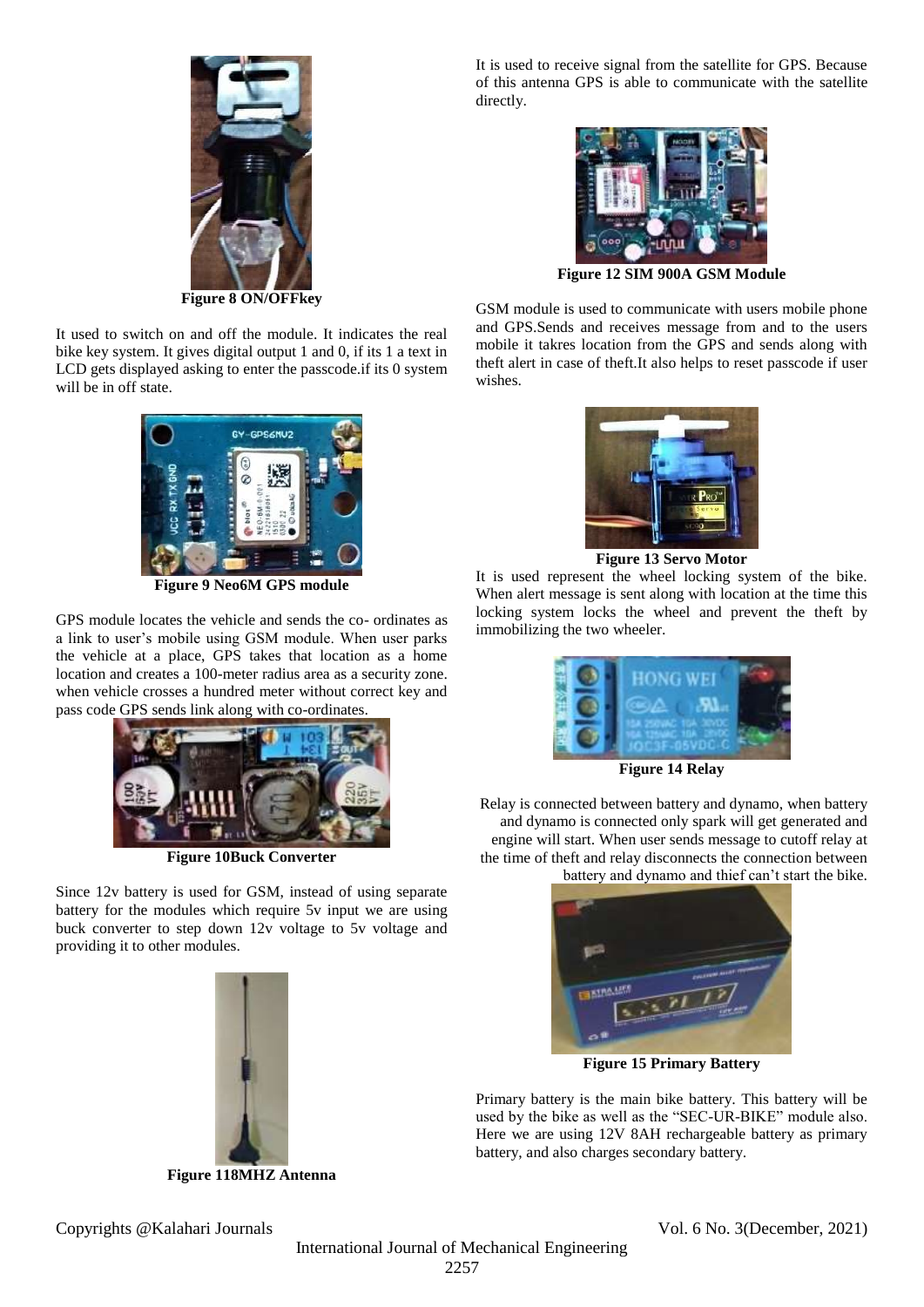Figure 8 ON/OFFkey

It used to switch on and off the module. It indicates the real bike key system. It gives digital output 1 and 0, if its 1 a text in LCD gets displayed asking to enter the passcode.if its 0 system will be in off state.

Figure 9 Neo6M GPS module

GPS module locates the vehicle and sends the co- ordinates as a link to user's mobile using GSM module. When user parks the vehicle at a place, GPS takes that location as a home location and creates a 100-meter radius area as a security zone. when vehicle crosses a hundred meter without correct key and pass code GPS sends link along with co-ordinates.

Figure 10Buck Converter

Since 12v battery is used for GSM, instead of using separate battery for the modules which require 5v input we are using buck converter to step down 12v voltage to 5v voltage and providing it to other modules.

Figure 118MHZ Antenna

It is used to receive signal from the satellite for GPS. Because of this antenna GPS is able to communicate with the satellite directly.

Figure 12 SIM 900A GSM Module

GSM module is used to communicate with users mobile phone and GPS.Sends and receives message from and to the users mobile it takres location from the GPS and sends along with theft alert in case of theft.It also helps to reset passcode if user wishes.

Figure 13 Servo Motor

It is used represent the wheel locking system of the bike. When alert message is sent along with location at the time this locking system locks the wheel and prevent the theft by immobilizing the two wheeler.

Figure 14 Relay

Relay is connected between battery and dynamo, when battery and dynamo is connected only spark will get generated and engine will start. When user sends message to cutoff relay at the time of theft and relay disconnects the connection between battery and dynamo and thief can't start the bike.

Figure 15 Primary Battery

Primary battery is the main bike battery. This battery will be used by the bike as well as the "SEC-UR-BIKE" module also. Here we are using 12V 8AH rechargeable battery as primary battery, and also charges secondary battery.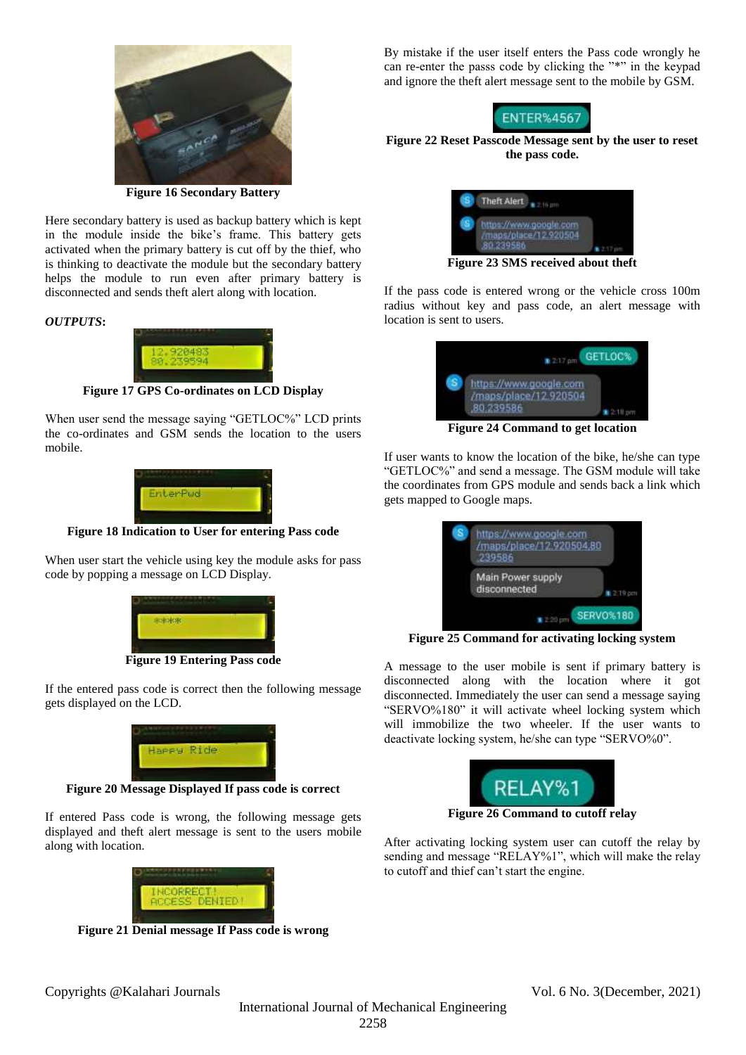Figure 16 Secondary Battery

Here secondary battery is used as backup battery which is kept in the module inside the bike's frame. This battery gets activated when the primary battery is cut off by the thief, who is thinking to deactivate the module but the secondary battery helps the module to run even after primary battery is disconnected and sends theft alert along with location.

***OUTPUTS*:**

Figure 17 GPS Co-ordinates on LCD Display

When user send the message saying "GETLOC%" LCD prints the co-ordinates and GSM sends the location to the users mobile.

Figure 18 Indication to User for entering Pass code

When user start the vehicle using key the module asks for pass code by popping a message on LCD Display.

Figure 19 Entering Pass code

If the entered pass code is correct then the following message gets displayed on the LCD.

Figure 20 Message Displayed If pass code is correct

If entered Pass code is wrong, the following message gets displayed and theft alert message is sent to the users mobile along with location.

Figure 21 Denial message If Pass code is wrong

By mistake if the user itself enters the Pass code wrongly he can re-enter the passs code by clicking the "*" in the keypad and ignore the theft alert message sent to the mobile by GSM.

Figure 22 Reset Passcode Message sent by the user to reset the pass code.

Figure 23 SMS received about theft

If the pass code is entered wrong or the vehicle cross 100m radius without key and pass code, an alert message with location is sent to users.

Figure 24 Command to get location

If user wants to know the location of the bike, he/she can type "GETLOC%" and send a message. The GSM module will take the coordinates from GPS module and sends back a link which gets mapped to Google maps.

Figure 25 Command for activating locking system

A message to the user mobile is sent if primary battery is disconnected along with the location where it got disconnected. Immediately the user can send a message saying "SERVO%180" it will activate wheel locking system which will immobilize the two wheeler. If the user wants to deactivate locking system, he/she can type "SERVO%0".

Figure 26 Command to cutoff relay

After activating locking system user can cutoff the relay by sending and message "RELAY%1", which will make the relay to cutoff and thief can't start the engine.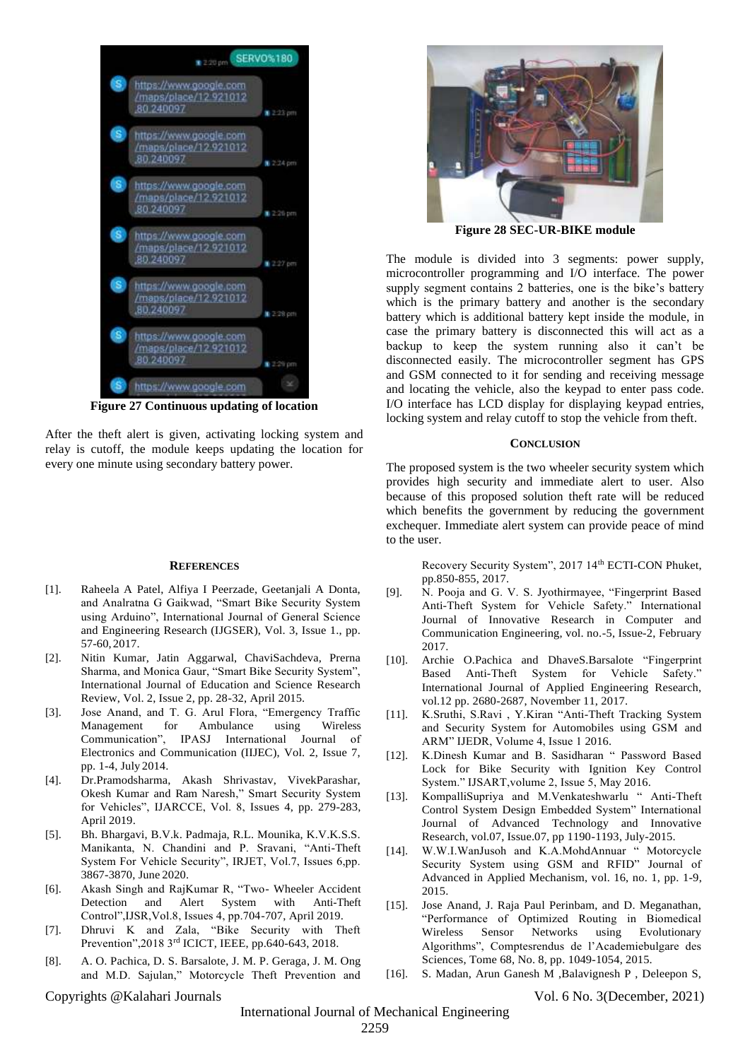Figure 27 Continuous updating of location

After the theft alert is given, activating locking system and relay is cutoff, the module keeps updating the location for every one minute using secondary battery power.

Figure 28 SEC-UR-BIKE module

The module is divided into 3 segments: power supply, microcontroller programming and I/O interface. The power supply segment contains 2 batteries, one is the bike's battery which is the primary battery and another is the secondary battery which is additional battery kept inside the module, in case the primary battery is disconnected this will act as a backup to keep the system running also it can't be disconnected easily. The microcontroller segment has GPS and GSM connected to it for sending and receiving message and locating the vehicle, also the keypad to enter pass code. I/O interface has LCD display for displaying keypad entries, locking system and relay cutoff to stop the vehicle from theft.

## CONCLUSION

The proposed system is the two wheeler security system which provides high security and immediate alert to user. Also because of this proposed solution theft rate will be reduced which benefits the government by reducing the government exchequer. Immediate alert system can provide peace of mind to the user.

## REFERENCES

[1]. Raheela A Patel, Alfiya I Peerzade, Geetanjali A Donta, and Analratna G Gaikwad, "Smart Bike Security System using Arduino", International Journal of General Science and Engineering Research (IJGSER), Vol. 3, Issue 1., pp. 57-60, 2017.

[2]. Nitin Kumar, Jatin Aggarwal, ChaviSachdeva, Prerna Sharma, and Monica Gaur, "Smart Bike Security System", International Journal of Education and Science Research Review, Vol. 2, Issue 2, pp. 28-32, April 2015.

[3]. Jose Anand, and T. G. Arul Flora, "Emergency Traffic Management for Ambulance using Wireless Communication", IPASJ International Journal of Electronics and Communication (IIJEC), Vol. 2, Issue 7, pp. 1-4, July 2014.

[4]. Dr.Pramodsharma, Akash Shrivastav, VivekParashar, Okesh Kumar and Ram Naresh," Smart Security System for Vehicles", IJARCCE, Vol. 8, Issues 4, pp. 279-283, April 2019.

[5]. Bh. Bhargavi, B.V.k. Padmaja, R.L. Mounika, K.V.K.S.S. Manikanta, N. Chandini and P. Sravani, "Anti-Theft System For Vehicle Security", IRJET, Vol.7, Issues 6,pp. 3867-3870, June 2020.

[6]. Akash Singh and RajKumar R, "Two- Wheeler Accident Detection and Alert System with Anti-Theft Control",IJSR,Vol.8, Issues 4, pp.704-707, April 2019.

[7]. Dhruvi K and Zala, "Bike Security with Theft Prevention",2018 3rd ICICT, IEEE, pp.640-643, 2018.

[8]. A. O. Pachica, D. S. Barsalote, J. M. P. Geraga, J. M. Ong and M.D. Sajulan," Motorcycle Theft Prevention and Recovery Security System", 2017 14th ECTI-CON Phuket, pp.850-855, 2017.

[9]. N. Pooja and G. V. S. Jyothirmayee, "Fingerprint Based Anti-Theft System for Vehicle Safety." International Journal of Innovative Research in Computer and Communication Engineering, vol. no.-5, Issue-2, February 2017.

[10]. Archie O.Pachica and DhaveS.Barsalote "Fingerprint Based Anti-Theft System for Vehicle Safety." International Journal of Applied Engineering Research, vol.12 pp. 2680-2687, November 11, 2017.

[11]. K.Sruthi, S.Ravi , Y.Kiran "Anti-Theft Tracking System and Security System for Automobiles using GSM and ARM" IJEDR, Volume 4, Issue 1 2016.

[12]. K.Dinesh Kumar and B. Sasidharan " Password Based Lock for Bike Security with Ignition Key Control System." IJSART,volume 2, Issue 5, May 2016.

[13]. KompalliSupriya and M.Venkateshwarlu " Anti-Theft Control System Design Embedded System" International Journal of Advanced Technology and Innovative Research, vol.07, Issue.07, pp 1190-1193, July-2015.

[14]. W.W.I.WanJusoh and K.A.MohdAnnuar " Motorcycle Security System using GSM and RFID" Journal of Advanced in Applied Mechanism, vol. 16, no. 1, pp. 1-9, 2015.

[15]. Jose Anand, J. Raja Paul Perinbam, and D. Meganathan, "Performance of Optimized Routing in Biomedical Wireless Sensor Networks using Evolutionary Algorithms", Comptesrendus de l'Academiebulgare des Sciences, Tome 68, No. 8, pp. 1049-1054, 2015.

[16]. S. Madan, Arun Ganesh M ,Balavignesh P , Deleepon S,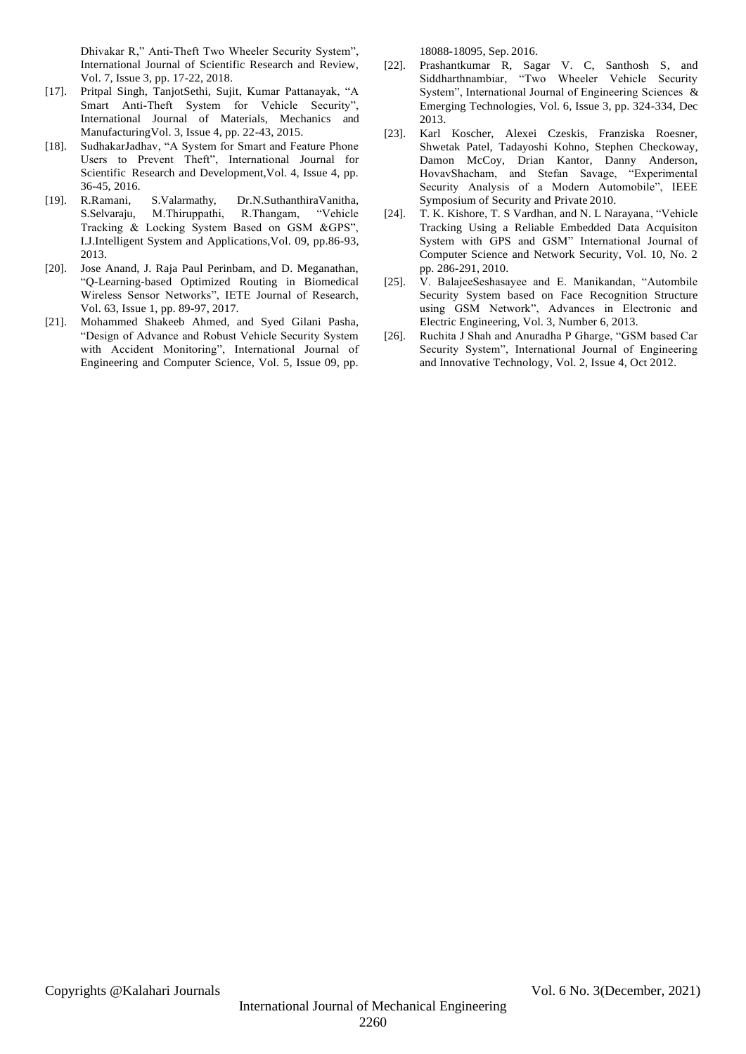Dhivakar R," Anti-Theft Two Wheeler Security System", International Journal of Scientific Research and Review, Vol. 7, Issue 3, pp. 17-22, 2018.

[17]. Pritpal Singh, TanjotSethi, Sujit, Kumar Pattanayak, "A Smart Anti-Theft System for Vehicle Security", International Journal of Materials, Mechanics and ManufacturingVol. 3, Issue 4, pp. 22-43, 2015.

[18]. SudhakarJadhav, "A System for Smart and Feature Phone Users to Prevent Theft", International Journal for Scientific Research and Development,Vol. 4, Issue 4, pp. 36-45, 2016.

[19]. R.Ramani, S.Valarmathy, Dr.N.SuthanthiraVanitha, S.Selvaraju, M.Thiruppathi, R.Thangam, "Vehicle Tracking & Locking System Based on GSM &GPS", I.J.Intelligent System and Applications,Vol. 09, pp.86-93, 2013.

[20]. Jose Anand, J. Raja Paul Perinbam, and D. Meganathan, "Q-Learning-based Optimized Routing in Biomedical Wireless Sensor Networks", IETE Journal of Research, Vol. 63, Issue 1, pp. 89-97, 2017.

[21]. Mohammed Shakeeb Ahmed, and Syed Gilani Pasha, "Design of Advance and Robust Vehicle Security System with Accident Monitoring", International Journal of Engineering and Computer Science, Vol. 5, Issue 09, pp. 18088-18095, Sep. 2016.

[22]. Prashantkumar R, Sagar V. C, Santhosh S, and Siddharthnambiar, "Two Wheeler Vehicle Security System", International Journal of Engineering Sciences & Emerging Technologies, Vol. 6, Issue 3, pp. 324-334, Dec 2013.

[23]. Karl Koscher, Alexei Czeskis, Franziska Roesner, Shwetak Patel, Tadayoshi Kohno, Stephen Checkoway, Damon McCoy, Drian Kantor, Danny Anderson, HovavShacham, and Stefan Savage, "Experimental Security Analysis of a Modern Automobile", IEEE Symposium of Security and Private 2010.

[24]. T. K. Kishore, T. S Vardhan, and N. L Narayana, "Vehicle Tracking Using a Reliable Embedded Data Acquisiton System with GPS and GSM" International Journal of Computer Science and Network Security, Vol. 10, No. 2 pp. 286-291, 2010.

[25]. V. BalajeeSeshasayee and E. Manikandan, "Autombile Security System based on Face Recognition Structure using GSM Network", Advances in Electronic and Electric Engineering, Vol. 3, Number 6, 2013.

[26]. Ruchita J Shah and Anuradha P Gharge, "GSM based Car Security System", International Journal of Engineering and Innovative Technology, Vol. 2, Issue 4, Oct 2012.